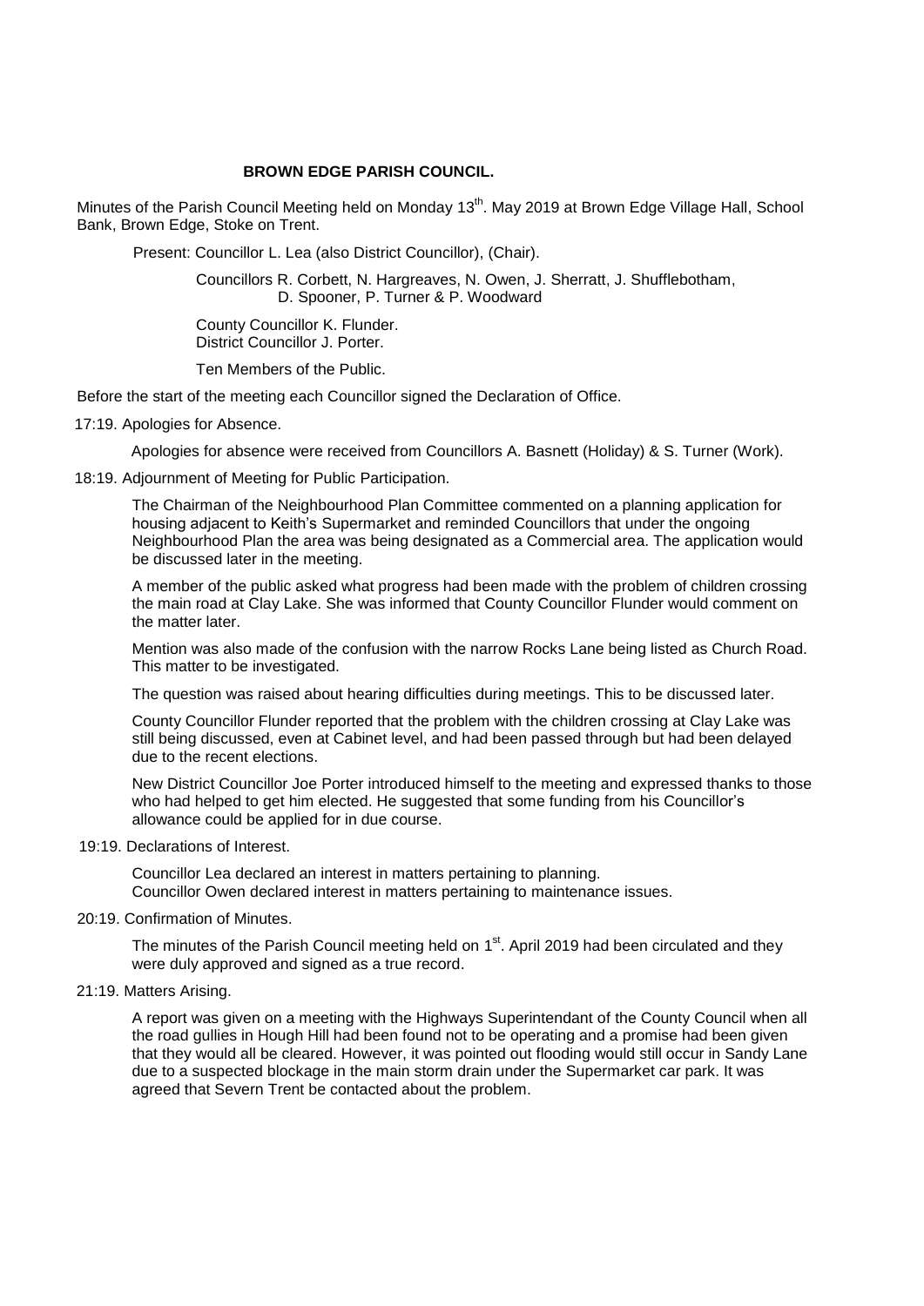# BROWN EDGE PARISH COUNCIL.

Minutes of the Parish Council Meeting held on Monday 13th. May 2019 at Brown Edge Village Hall, School Bank, Brown Edge, Stoke on Trent.

Present: Councillor L. Lea (also District Councillor), (Chair).

Councillors R. Corbett, N. Hargreaves, N. Owen, J. Sherratt, J. Shufflebotham, D. Spooner, P. Turner & P. Woodward

County Councillor K. Flunder.
District Councillor J. Porter.

Ten Members of the Public.

Before the start of the meeting each Councillor signed the Declaration of Office.

17:19. Apologies for Absence.

Apologies for absence were received from Councillors A. Basnett (Holiday) & S. Turner (Work).

18:19. Adjournment of Meeting for Public Participation.

The Chairman of the Neighbourhood Plan Committee commented on a planning application for housing adjacent to Keith's Supermarket and reminded Councillors that under the ongoing Neighbourhood Plan the area was being designated as a Commercial area. The application would be discussed later in the meeting.

A member of the public asked what progress had been made with the problem of children crossing the main road at Clay Lake. She was informed that County Councillor Flunder would comment on the matter later.

Mention was also made of the confusion with the narrow Rocks Lane being listed as Church Road. This matter to be investigated.

The question was raised about hearing difficulties during meetings. This to be discussed later.

County Councillor Flunder reported that the problem with the children crossing at Clay Lake was still being discussed, even at Cabinet level, and had been passed through but had been delayed due to the recent elections.

New District Councillor Joe Porter introduced himself to the meeting and expressed thanks to those who had helped to get him elected. He suggested that some funding from his Councillor's allowance could be applied for in due course.

19:19. Declarations of Interest.

Councillor Lea declared an interest in matters pertaining to planning.
Councillor Owen declared interest in matters pertaining to maintenance issues.

20:19. Confirmation of Minutes.

The minutes of the Parish Council meeting held on 1st. April 2019 had been circulated and they were duly approved and signed as a true record.

21:19. Matters Arising.

A report was given on a meeting with the Highways Superintendant of the County Council when all the road gullies in Hough Hill had been found not to be operating and a promise had been given that they would all be cleared. However, it was pointed out flooding would still occur in Sandy Lane due to a suspected blockage in the main storm drain under the Supermarket car park. It was agreed that Severn Trent be contacted about the problem.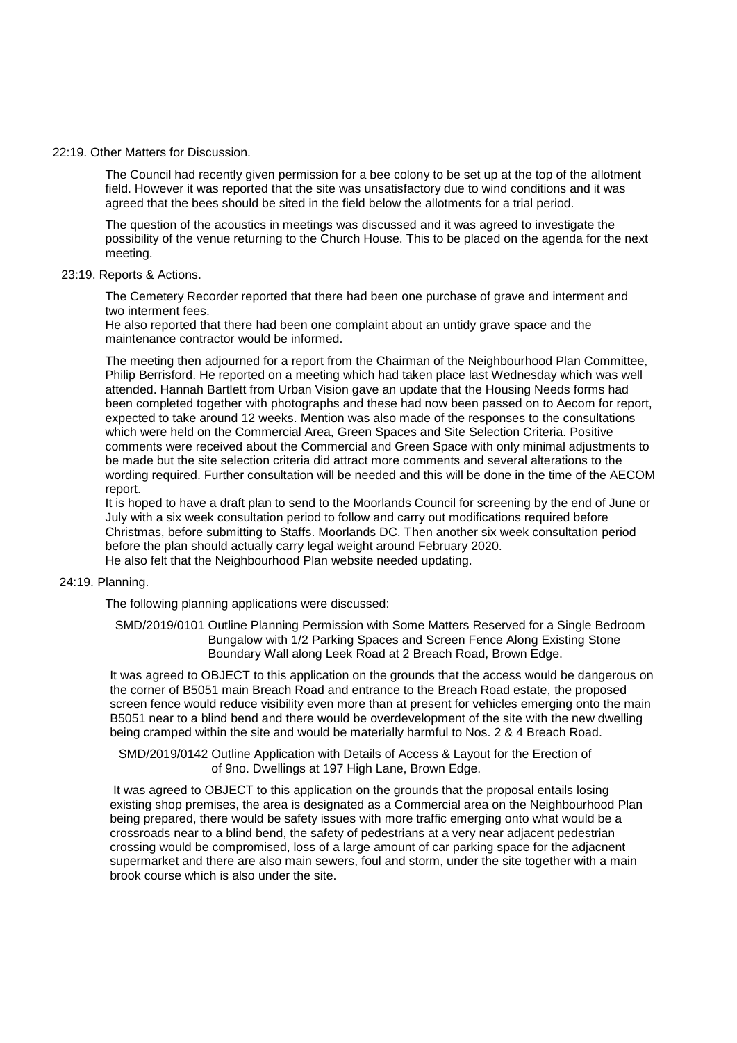22:19. Other Matters for Discussion.

The Council had recently given permission for a bee colony to be set up at the top of the allotment field. However it was reported that the site was unsatisfactory due to wind conditions and it was agreed that the bees should be sited in the field below the allotments for a trial period.

The question of the acoustics in meetings was discussed and it was agreed to investigate the possibility of the venue returning to the Church House. This to be placed on the agenda for the next meeting.

23:19. Reports & Actions.

The Cemetery Recorder reported that there had been one purchase of grave and interment and two interment fees.
He also reported that there had been one complaint about an untidy grave space and the maintenance contractor would be informed.

The meeting then adjourned for a report from the Chairman of the Neighbourhood Plan Committee, Philip Berrisford. He reported on a meeting which had taken place last Wednesday which was well attended. Hannah Bartlett from Urban Vision gave an update that the Housing Needs forms had been completed together with photographs and these had now been passed on to Aecom for report, expected to take around 12 weeks. Mention was also made of the responses to the consultations which were held on the Commercial Area, Green Spaces and Site Selection Criteria. Positive comments were received about the Commercial and Green Space with only minimal adjustments to be made but the site selection criteria did attract more comments and several alterations to the wording required. Further consultation will be needed and this will be done in the time of the AECOM report.
It is hoped to have a draft plan to send to the Moorlands Council for screening by the end of June or July with a six week consultation period to follow and carry out modifications required before Christmas, before submitting to Staffs. Moorlands DC. Then another six week consultation period before the plan should actually carry legal weight around February 2020.
He also felt that the Neighbourhood Plan website needed updating.

24:19. Planning.

The following planning applications were discussed:

SMD/2019/0101 Outline Planning Permission with Some Matters Reserved for a Single Bedroom Bungalow with 1/2 Parking Spaces and Screen Fence Along Existing Stone Boundary Wall along Leek Road at 2 Breach Road, Brown Edge.

It was agreed to OBJECT to this application on the grounds that the access would be dangerous on the corner of B5051 main Breach Road and entrance to the Breach Road estate, the proposed screen fence would reduce visibility even more than at present for vehicles emerging onto the main B5051 near to a blind bend and there would be overdevelopment of the site with the new dwelling being cramped within the site and would be materially harmful to Nos. 2 & 4 Breach Road.

SMD/2019/0142 Outline Application with Details of Access & Layout for the Erection of of 9no. Dwellings at 197 High Lane, Brown Edge.

It was agreed to OBJECT to this application on the grounds that the proposal entails losing existing shop premises, the area is designated as a Commercial area on the Neighbourhood Plan being prepared, there would be safety issues with more traffic emerging onto what would be a crossroads near to a blind bend, the safety of pedestrians at a very near adjacent pedestrian crossing would be compromised, loss of a large amount of car parking space for the adjacnent supermarket and there are also main sewers, foul and storm, under the site together with a main brook course which is also under the site.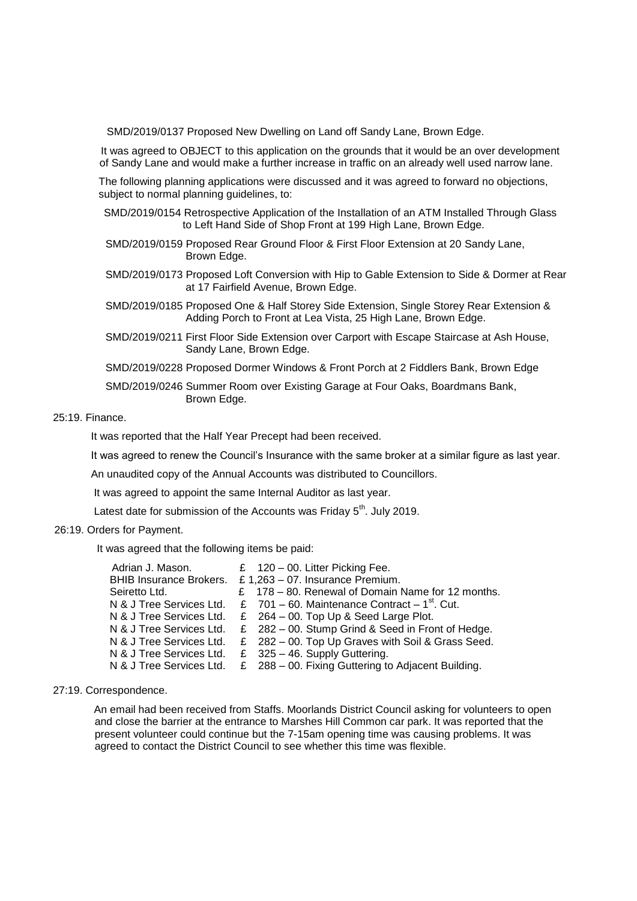SMD/2019/0137 Proposed New Dwelling on Land off Sandy Lane, Brown Edge.

It was agreed to OBJECT to this application on the grounds that it would be an over development of Sandy Lane and would make a further increase in traffic on an already well used narrow lane.

The following planning applications were discussed and it was agreed to forward no objections, subject to normal planning guidelines, to:

SMD/2019/0154 Retrospective Application of the Installation of an ATM Installed Through Glass to Left Hand Side of Shop Front at 199 High Lane, Brown Edge.

SMD/2019/0159 Proposed Rear Ground Floor & First Floor Extension at 20 Sandy Lane, Brown Edge.

SMD/2019/0173 Proposed Loft Conversion with Hip to Gable Extension to Side & Dormer at Rear at 17 Fairfield Avenue, Brown Edge.

SMD/2019/0185 Proposed One & Half Storey Side Extension, Single Storey Rear Extension & Adding Porch to Front at Lea Vista, 25 High Lane, Brown Edge.

SMD/2019/0211 First Floor Side Extension over Carport with Escape Staircase at Ash House, Sandy Lane, Brown Edge.

SMD/2019/0228 Proposed Dormer Windows & Front Porch at 2 Fiddlers Bank, Brown Edge

SMD/2019/0246 Summer Room over Existing Garage at Four Oaks, Boardmans Bank, Brown Edge.

25:19. Finance.

It was reported that the Half Year Precept had been received.

It was agreed to renew the Council's Insurance with the same broker at a similar figure as last year.

An unaudited copy of the Annual Accounts was distributed to Councillors.

It was agreed to appoint the same Internal Auditor as last year.

Latest date for submission of the Accounts was Friday 5th. July 2019.

26:19. Orders for Payment.

It was agreed that the following items be paid:

| | |
|---|---|
| Adrian J. Mason. | £ 120 – 00. Litter Picking Fee. |
| BHIB Insurance Brokers. | £ 1,263 – 07. Insurance Premium. |
| Seiretto Ltd. | £ 178 – 80. Renewal of Domain Name for 12 months. |
| N & J Tree Services Ltd. | £ 701 – 60. Maintenance Contract – 1st. Cut. |
| N & J Tree Services Ltd. | £ 264 – 00. Top Up & Seed Large Plot. |
| N & J Tree Services Ltd. | £ 282 – 00. Stump Grind & Seed in Front of Hedge. |
| N & J Tree Services Ltd. | £ 282 – 00. Top Up Graves with Soil & Grass Seed. |
| N & J Tree Services Ltd. | £ 325 – 46. Supply Guttering. |
| N & J Tree Services Ltd. | £ 288 – 00. Fixing Guttering to Adjacent Building. |

27:19. Correspondence.

An email had been received from Staffs. Moorlands District Council asking for volunteers to open and close the barrier at the entrance to Marshes Hill Common car park. It was reported that the present volunteer could continue but the 7-15am opening time was causing problems. It was agreed to contact the District Council to see whether this time was flexible.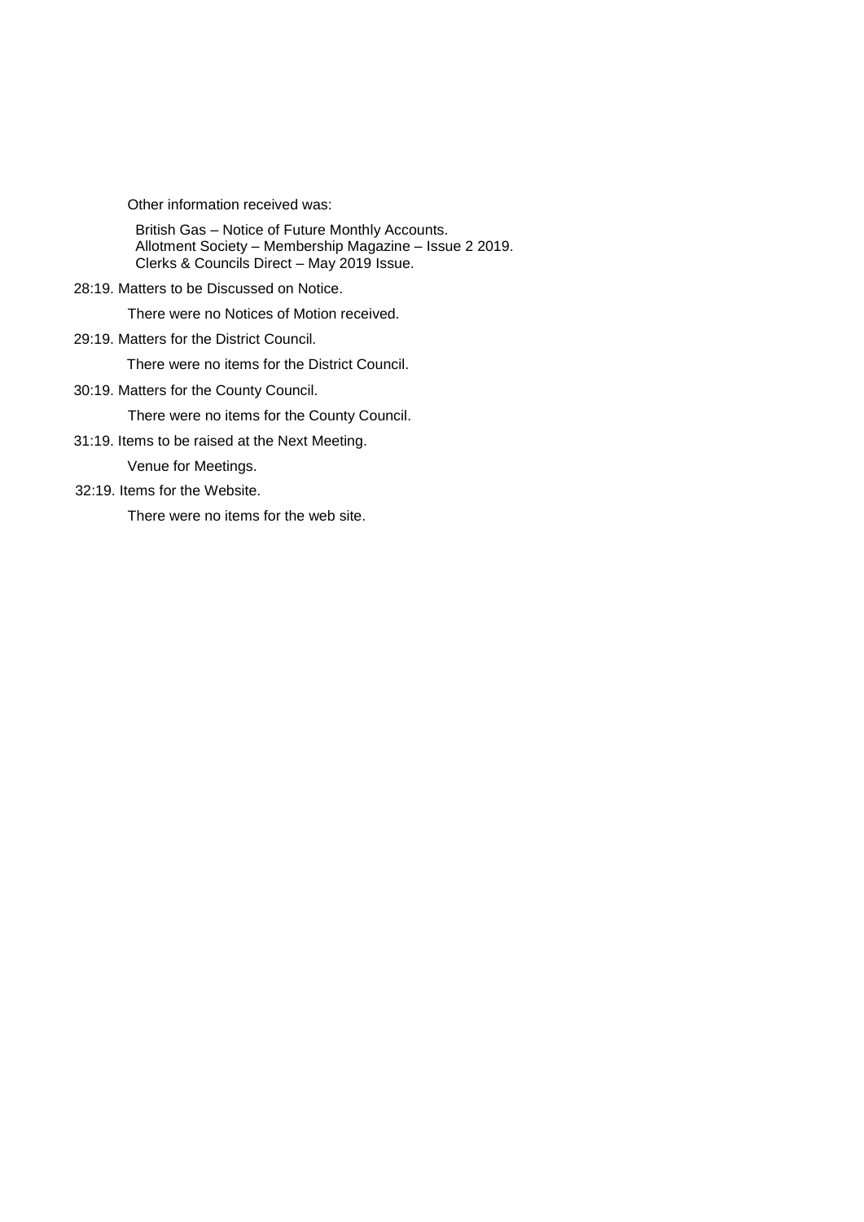Other information received was:

British Gas – Notice of Future Monthly Accounts.
Allotment Society – Membership Magazine – Issue 2 2019.
Clerks & Councils Direct – May 2019 Issue.

28:19. Matters to be Discussed on Notice.

There were no Notices of Motion received.

29:19. Matters for the District Council.

There were no items for the District Council.

30:19. Matters for the County Council.

There were no items for the County Council.

31:19. Items to be raised at the Next Meeting.

Venue for Meetings.

32:19. Items for the Website.

There were no items for the web site.